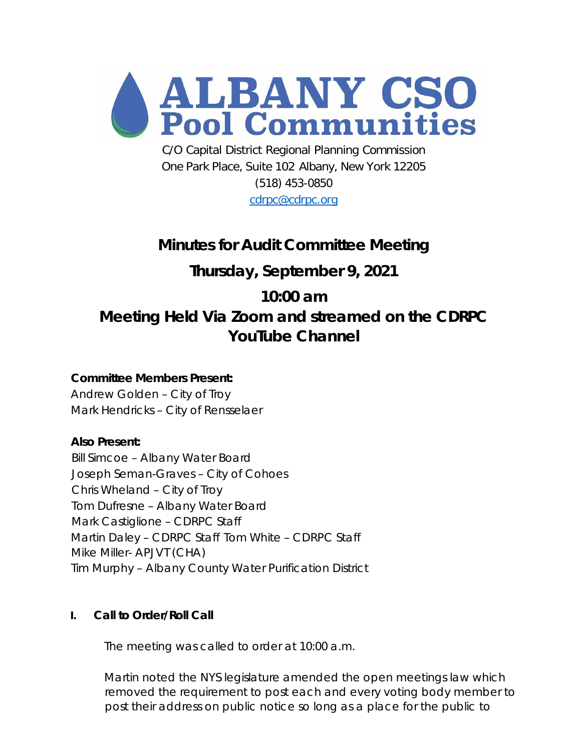# ALBANY CSO Pool Communities

C/O Capital District Regional Planning Commission
One Park Place, Suite 102 Albany, New York 12205
(518) 453-0850
cdrpc@cdrpc.org

## Minutes for Audit Committee Meeting

## Thursday, September 9, 2021

## 10:00 am

## Meeting Held Via Zoom and streamed on the CDRPC YouTube Channel

**Committee Members Present:**
Andrew Golden – City of Troy
Mark Hendricks – City of Rensselaer

**Also Present:**
Bill Simcoe – Albany Water Board
Joseph Seman-Graves – City of Cohoes
Chris Wheland – City of Troy
Tom Dufresne – Albany Water Board
Mark Castiglione – CDRPC Staff
Martin Daley – CDRPC Staff Tom White – CDRPC Staff
Mike Miller- APJVT (CHA)
Tim Murphy – Albany County Water Purification District

### I. Call to Order/Roll Call

The meeting was called to order at 10:00 a.m.

Martin noted the NYS legislature amended the open meetings law which removed the requirement to post each and every voting body member to post their address on public notice so long as a place for the public to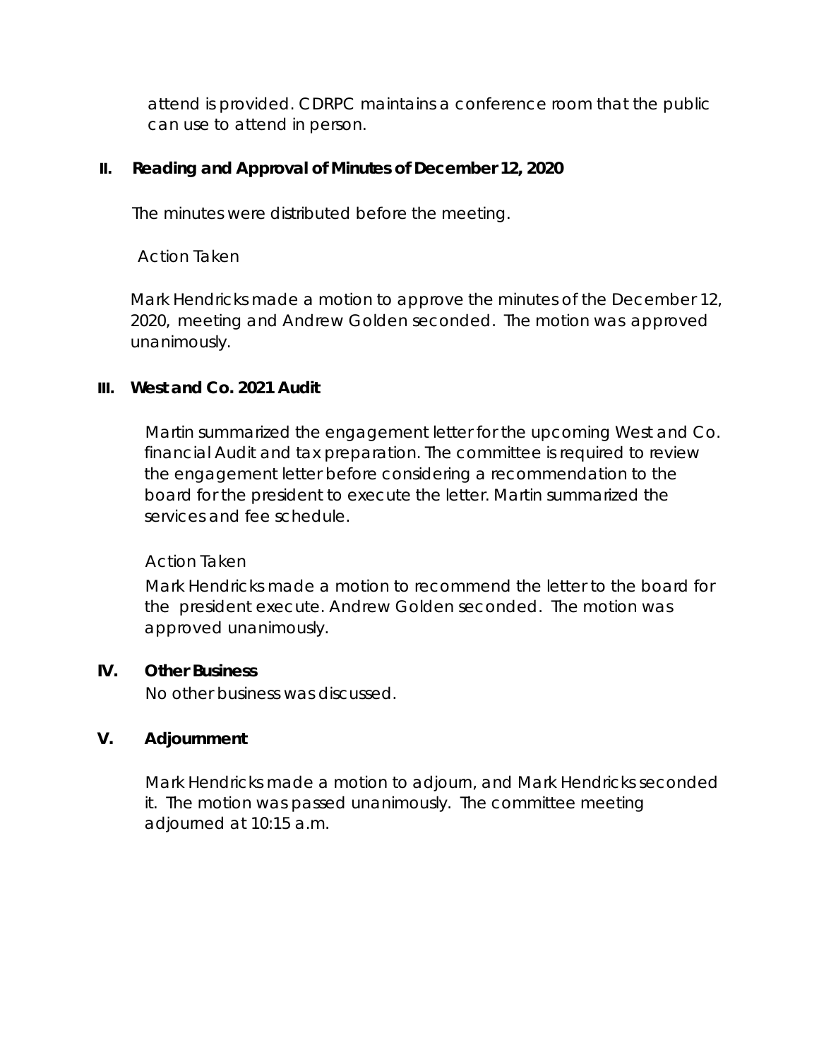attend is provided. CDRPC maintains a conference room that the public can use to attend in person.

## II. Reading and Approval of Minutes of December 12, 2020

The minutes were distributed before the meeting.

Action Taken

Mark Hendricks made a motion to approve the minutes of the December 12, 2020, meeting and Andrew Golden seconded. The motion was approved unanimously.

## III. West and Co. 2021 Audit

Martin summarized the engagement letter for the upcoming West and Co. financial Audit and tax preparation. The committee is required to review the engagement letter before considering a recommendation to the board for the president to execute the letter. Martin summarized the services and fee schedule.

Action Taken

Mark Hendricks made a motion to recommend the letter to the board for the president execute. Andrew Golden seconded. The motion was approved unanimously.

## IV. Other Business

No other business was discussed.

## V. Adjournment

Mark Hendricks made a motion to adjourn, and Mark Hendricks seconded it. The motion was passed unanimously. The committee meeting adjourned at 10:15 a.m.